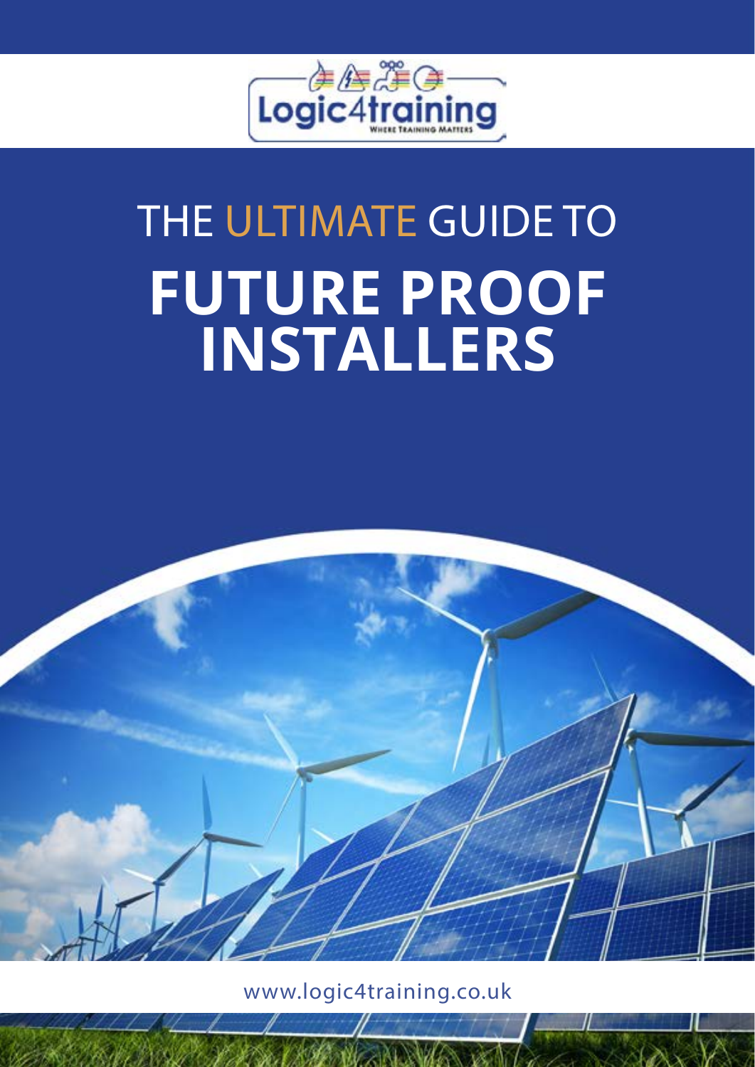Logic4training

WHERE TRAINING MATTERS

# THE ULTIMATE GUIDE TO **FUTURE PROOF INSTALLERS**

www.logic4training.co.uk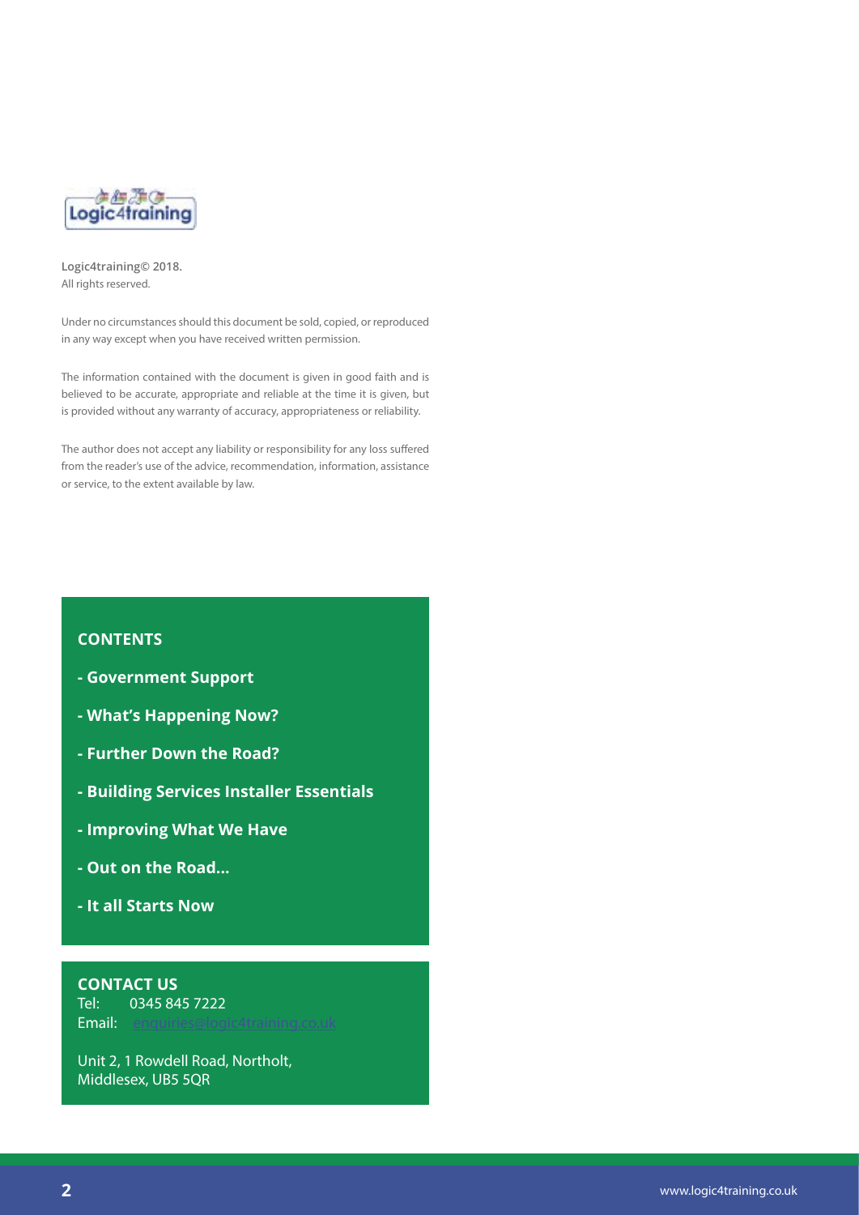**Logic4training© 2018.**
All rights reserved.

Under no circumstances should this document be sold, copied, or reproduced in any way except when you have received written permission.

The information contained with the document is given in good faith and is believed to be accurate, appropriate and reliable at the time it is given, but is provided without any warranty of accuracy, appropriateness or reliability.

The author does not accept any liability or responsibility for any loss suffered from the reader's use of the advice, recommendation, information, assistance or service, to the extent available by law.

## CONTENTS

- **Government Support**
- **What's Happening Now?**
- **Further Down the Road?**
- **Building Services Installer Essentials**
- **Improving What We Have**
- **Out on the Road...**
- **It all Starts Now**

## CONTACT US

Tel: 0345 845 7222
Email: enquiries@logic4training.co.uk

Unit 2, 1 Rowdell Road, Northolt,
Middlesex, UB5 5QR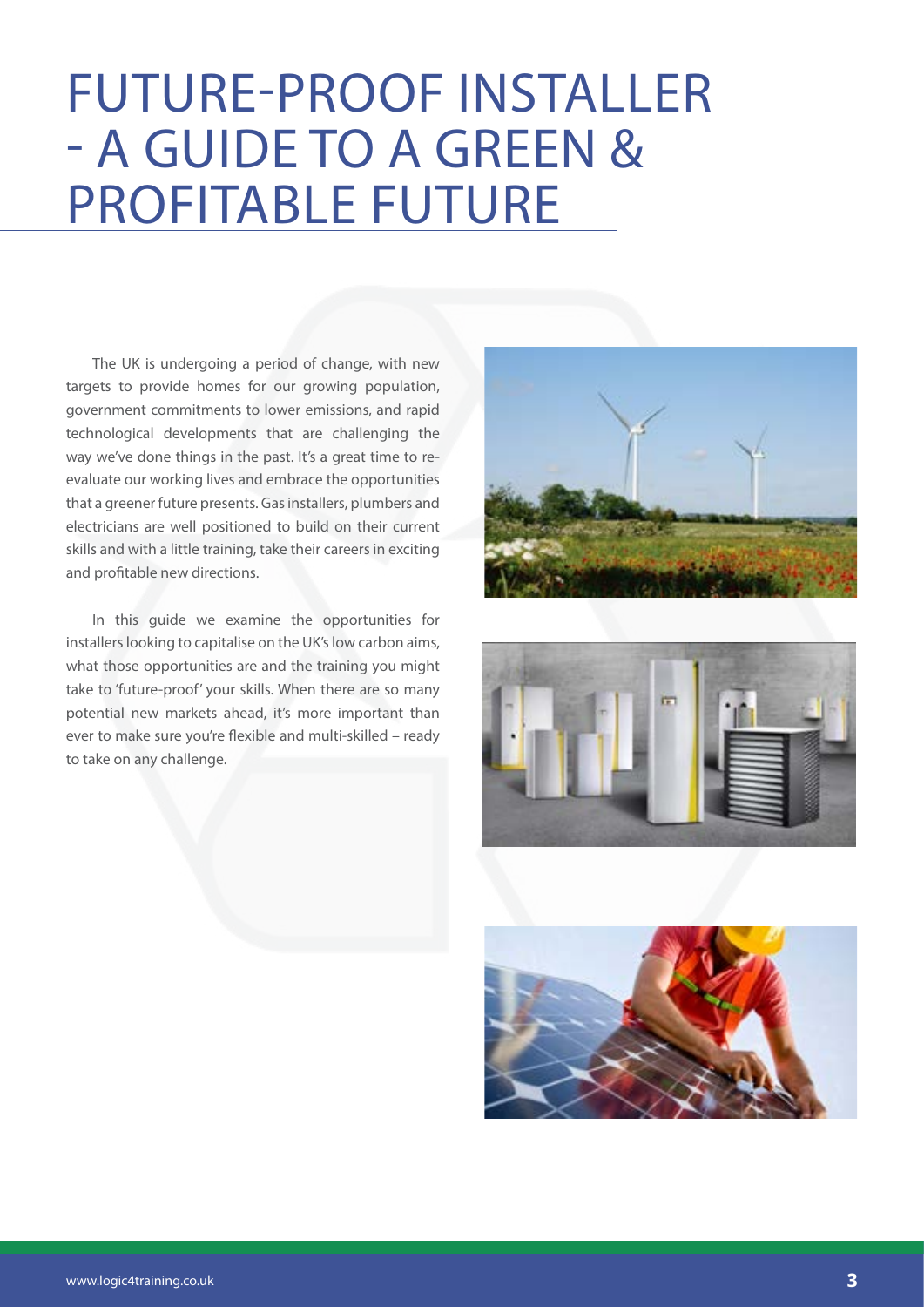# FUTURE-PROOF INSTALLER - A GUIDE TO A GREEN & PROFITABLE FUTURE

The UK is undergoing a period of change, with new targets to provide homes for our growing population, government commitments to lower emissions, and rapid technological developments that are challenging the way we've done things in the past. It's a great time to re-evaluate our working lives and embrace the opportunities that a greener future presents. Gas installers, plumbers and electricians are well positioned to build on their current skills and with a little training, take their careers in exciting and profitable new directions.

In this guide we examine the opportunities for installers looking to capitalise on the UK's low carbon aims, what those opportunities are and the training you might take to 'future-proof' your skills. When there are so many potential new markets ahead, it's more important than ever to make sure you're flexible and multi-skilled – ready to take on any challenge.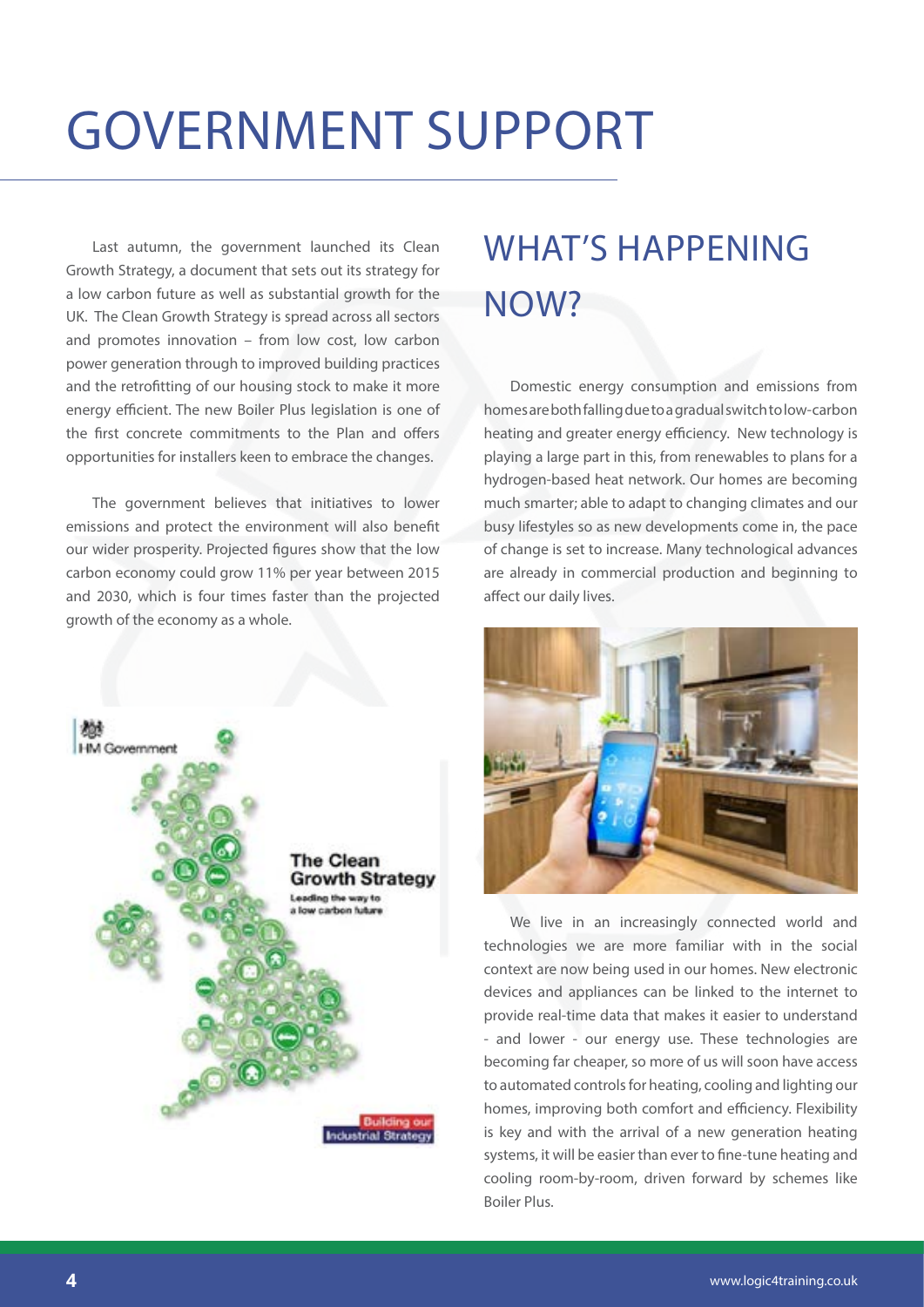# GOVERNMENT SUPPORT

Last autumn, the government launched its Clean Growth Strategy, a document that sets out its strategy for a low carbon future as well as substantial growth for the UK. The Clean Growth Strategy is spread across all sectors and promotes innovation – from low cost, low carbon power generation through to improved building practices and the retrofitting of our housing stock to make it more energy efficient. The new Boiler Plus legislation is one of the first concrete commitments to the Plan and offers opportunities for installers keen to embrace the changes.

The government believes that initiatives to lower emissions and protect the environment will also benefit our wider prosperity. Projected figures show that the low carbon economy could grow 11% per year between 2015 and 2030, which is four times faster than the projected growth of the economy as a whole.

## WHAT'S HAPPENING NOW?

Domestic energy consumption and emissions from homes are both falling due to a gradual switch to low-carbon heating and greater energy efficiency. New technology is playing a large part in this, from renewables to plans for a hydrogen-based heat network. Our homes are becoming much smarter; able to adapt to changing climates and our busy lifestyles so as new developments come in, the pace of change is set to increase. Many technological advances are already in commercial production and beginning to affect our daily lives.

We live in an increasingly connected world and technologies we are more familiar with in the social context are now being used in our homes. New electronic devices and appliances can be linked to the internet to provide real-time data that makes it easier to understand - and lower - our energy use. These technologies are becoming far cheaper, so more of us will soon have access to automated controls for heating, cooling and lighting our homes, improving both comfort and efficiency. Flexibility is key and with the arrival of a new generation heating systems, it will be easier than ever to fine-tune heating and cooling room-by-room, driven forward by schemes like Boiler Plus.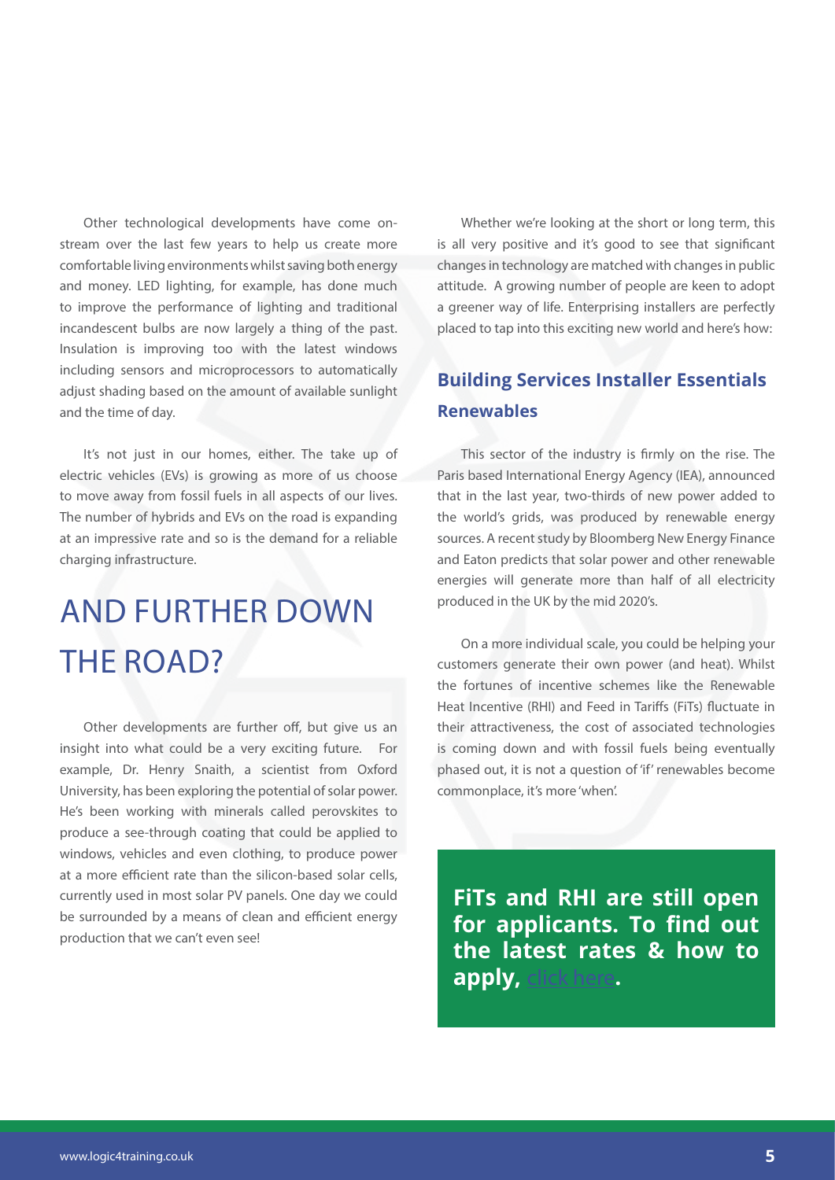Other technological developments have come on-stream over the last few years to help us create more comfortable living environments whilst saving both energy and money. LED lighting, for example, has done much to improve the performance of lighting and traditional incandescent bulbs are now largely a thing of the past. Insulation is improving too with the latest windows including sensors and microprocessors to automatically adjust shading based on the amount of available sunlight and the time of day.

It's not just in our homes, either. The take up of electric vehicles (EVs) is growing as more of us choose to move away from fossil fuels in all aspects of our lives. The number of hybrids and EVs on the road is expanding at an impressive rate and so is the demand for a reliable charging infrastructure.

# AND FURTHER DOWN THE ROAD?

Other developments are further off, but give us an insight into what could be a very exciting future. For example, Dr. Henry Snaith, a scientist from Oxford University, has been exploring the potential of solar power. He's been working with minerals called perovskites to produce a see-through coating that could be applied to windows, vehicles and even clothing, to produce power at a more efficient rate than the silicon-based solar cells, currently used in most solar PV panels. One day we could be surrounded by a means of clean and efficient energy production that we can't even see!

Whether we're looking at the short or long term, this is all very positive and it's good to see that significant changes in technology are matched with changes in public attitude. A growing number of people are keen to adopt a greener way of life. Enterprising installers are perfectly placed to tap into this exciting new world and here's how:

## Building Services Installer Essentials

### Renewables

This sector of the industry is firmly on the rise. The Paris based International Energy Agency (IEA), announced that in the last year, two-thirds of new power added to the world's grids, was produced by renewable energy sources. A recent study by Bloomberg New Energy Finance and Eaton predicts that solar power and other renewable energies will generate more than half of all electricity produced in the UK by the mid 2020's.

On a more individual scale, you could be helping your customers generate their own power (and heat). Whilst the fortunes of incentive schemes like the Renewable Heat Incentive (RHI) and Feed in Tariffs (FiTs) fluctuate in their attractiveness, the cost of associated technologies is coming down and with fossil fuels being eventually phased out, it is not a question of 'if' renewables become commonplace, it's more 'when'.

**FiTs and RHI are still open for applicants. To find out the latest rates & how to apply, click here.**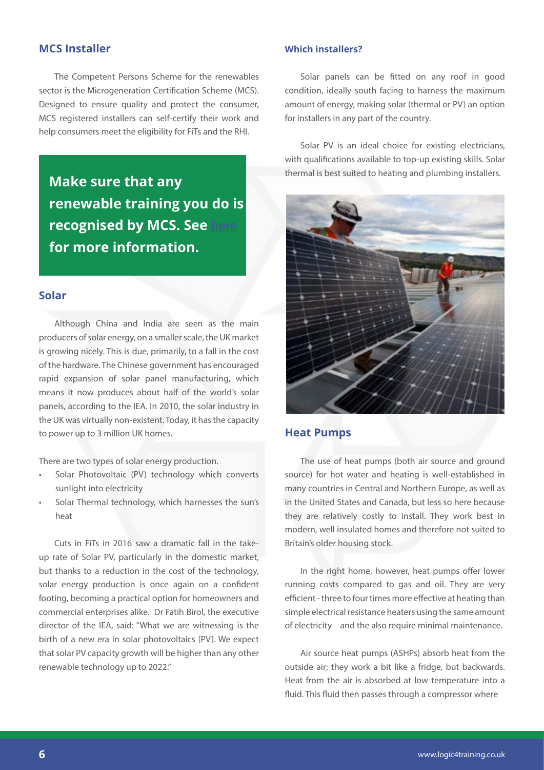## MCS Installer

The Competent Persons Scheme for the renewables sector is the Microgeneration Certification Scheme (MCS). Designed to ensure quality and protect the consumer, MCS registered installers can self-certify their work and help consumers meet the eligibility for FiTs and the RHI.

**Make sure that any renewable training you do is recognised by MCS. See here for more information.**

## Solar

Although China and India are seen as the main producers of solar energy, on a smaller scale, the UK market is growing nicely. This is due, primarily, to a fall in the cost of the hardware. The Chinese government has encouraged rapid expansion of solar panel manufacturing, which means it now produces about half of the world's solar panels, according to the IEA. In 2010, the solar industry in the UK was virtually non-existent. Today, it has the capacity to power up to 3 million UK homes.

There are two types of solar energy production.

- Solar Photovoltaic (PV) technology which converts sunlight into electricity
- Solar Thermal technology, which harnesses the sun's heat

Cuts in FiTs in 2016 saw a dramatic fall in the take-up rate of Solar PV, particularly in the domestic market, but thanks to a reduction in the cost of the technology, solar energy production is once again on a confident footing, becoming a practical option for homeowners and commercial enterprises alike. Dr Fatih Birol, the executive director of the IEA, said: "What we are witnessing is the birth of a new era in solar photovoltaics [PV]. We expect that solar PV capacity growth will be higher than any other renewable technology up to 2022."

### Which installers?

Solar panels can be fitted on any roof in good condition, ideally south facing to harness the maximum amount of energy, making solar (thermal or PV) an option for installers in any part of the country.

Solar PV is an ideal choice for existing electricians, with qualifications available to top-up existing skills. Solar thermal is best suited to heating and plumbing installers.

## Heat Pumps

The use of heat pumps (both air source and ground source) for hot water and heating is well-established in many countries in Central and Northern Europe, as well as in the United States and Canada, but less so here because they are relatively costly to install. They work best in modern, well insulated homes and therefore not suited to Britain's older housing stock.

In the right home, however, heat pumps offer lower running costs compared to gas and oil. They are very efficient - three to four times more effective at heating than simple electrical resistance heaters using the same amount of electricity – and the also require minimal maintenance.

Air source heat pumps (ASHPs) absorb heat from the outside air; they work a bit like a fridge, but backwards. Heat from the air is absorbed at low temperature into a fluid. This fluid then passes through a compressor where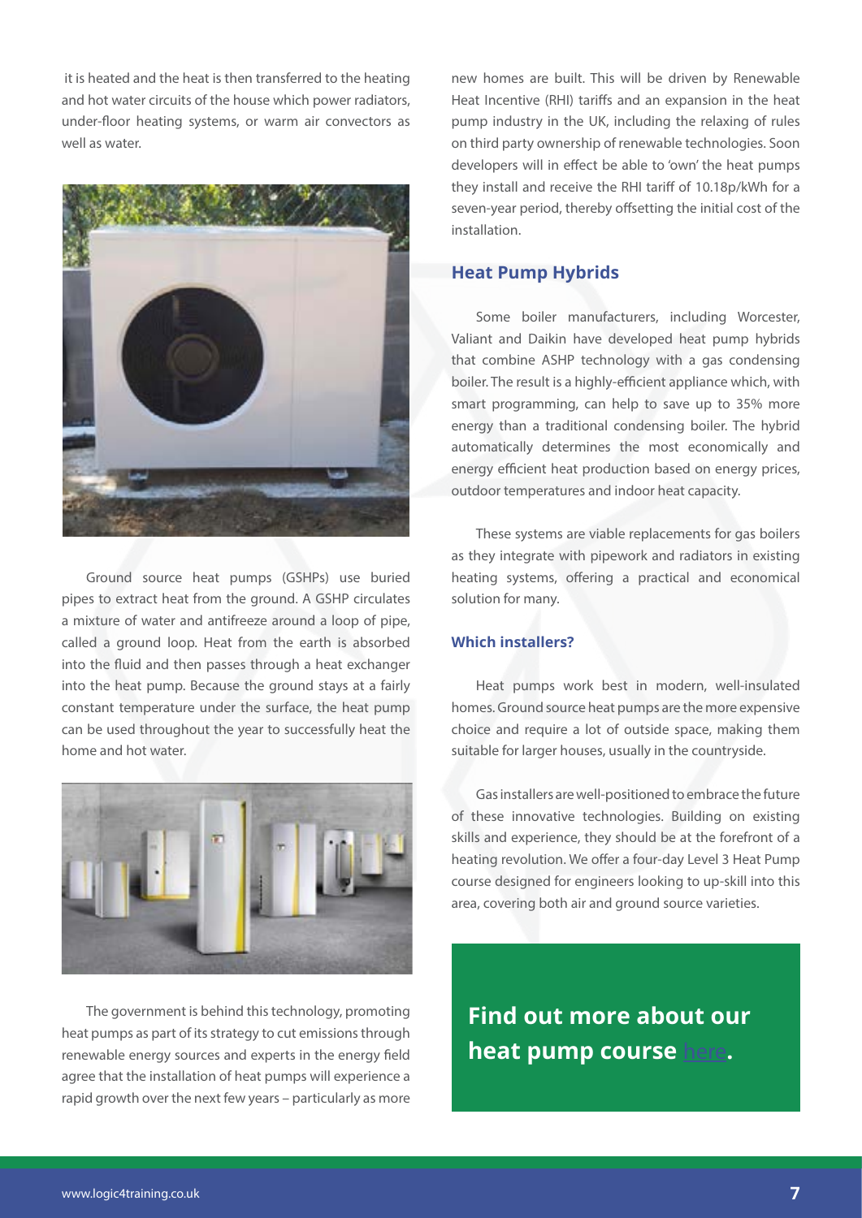it is heated and the heat is then transferred to the heating and hot water circuits of the house which power radiators, under-floor heating systems, or warm air convectors as well as water.

Ground source heat pumps (GSHPs) use buried pipes to extract heat from the ground. A GSHP circulates a mixture of water and antifreeze around a loop of pipe, called a ground loop. Heat from the earth is absorbed into the fluid and then passes through a heat exchanger into the heat pump. Because the ground stays at a fairly constant temperature under the surface, the heat pump can be used throughout the year to successfully heat the home and hot water.

The government is behind this technology, promoting heat pumps as part of its strategy to cut emissions through renewable energy sources and experts in the energy field agree that the installation of heat pumps will experience a rapid growth over the next few years – particularly as more new homes are built. This will be driven by Renewable Heat Incentive (RHI) tariffs and an expansion in the heat pump industry in the UK, including the relaxing of rules on third party ownership of renewable technologies. Soon developers will in effect be able to 'own' the heat pumps they install and receive the RHI tariff of 10.18p/kWh for a seven-year period, thereby offsetting the initial cost of the installation.

## Heat Pump Hybrids

Some boiler manufacturers, including Worcester, Valiant and Daikin have developed heat pump hybrids that combine ASHP technology with a gas condensing boiler. The result is a highly-efficient appliance which, with smart programming, can help to save up to 35% more energy than a traditional condensing boiler. The hybrid automatically determines the most economically and energy efficient heat production based on energy prices, outdoor temperatures and indoor heat capacity.

These systems are viable replacements for gas boilers as they integrate with pipework and radiators in existing heating systems, offering a practical and economical solution for many.

### Which installers?

Heat pumps work best in modern, well-insulated homes. Ground source heat pumps are the more expensive choice and require a lot of outside space, making them suitable for larger houses, usually in the countryside.

Gas installers are well-positioned to embrace the future of these innovative technologies. Building on existing skills and experience, they should be at the forefront of a heating revolution. We offer a four-day Level 3 Heat Pump course designed for engineers looking to up-skill into this area, covering both air and ground source varieties.

**Find out more about our heat pump course here.**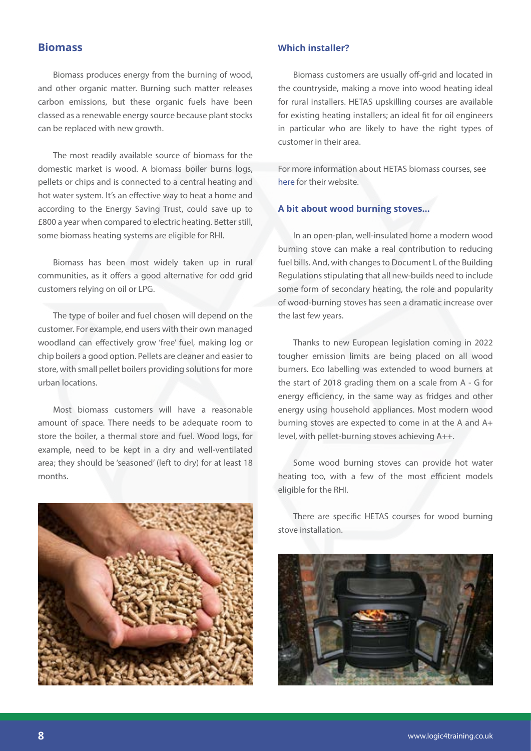## Biomass

Biomass produces energy from the burning of wood, and other organic matter. Burning such matter releases carbon emissions, but these organic fuels have been classed as a renewable energy source because plant stocks can be replaced with new growth.

The most readily available source of biomass for the domestic market is wood. A biomass boiler burns logs, pellets or chips and is connected to a central heating and hot water system. It's an effective way to heat a home and according to the Energy Saving Trust, could save up to £800 a year when compared to electric heating. Better still, some biomass heating systems are eligible for RHI.

Biomass has been most widely taken up in rural communities, as it offers a good alternative for odd grid customers relying on oil or LPG.

The type of boiler and fuel chosen will depend on the customer. For example, end users with their own managed woodland can effectively grow 'free' fuel, making log or chip boilers a good option. Pellets are cleaner and easier to store, with small pellet boilers providing solutions for more urban locations.

Most biomass customers will have a reasonable amount of space. There needs to be adequate room to store the boiler, a thermal store and fuel. Wood logs, for example, need to be kept in a dry and well-ventilated area; they should be 'seasoned' (left to dry) for at least 18 months.

### Which installer?

Biomass customers are usually off-grid and located in the countryside, making a move into wood heating ideal for rural installers. HETAS upskilling courses are available for existing heating installers; an ideal fit for oil engineers in particular who are likely to have the right types of customer in their area.

For more information about HETAS biomass courses, see here for their website.

### A bit about wood burning stoves...

In an open-plan, well-insulated home a modern wood burning stove can make a real contribution to reducing fuel bills. And, with changes to Document L of the Building Regulations stipulating that all new-builds need to include some form of secondary heating, the role and popularity of wood-burning stoves has seen a dramatic increase over the last few years.

Thanks to new European legislation coming in 2022 tougher emission limits are being placed on all wood burners. Eco labelling was extended to wood burners at the start of 2018 grading them on a scale from A - G for energy efficiency, in the same way as fridges and other energy using household appliances. Most modern wood burning stoves are expected to come in at the A and A+ level, with pellet-burning stoves achieving A++.

Some wood burning stoves can provide hot water heating too, with a few of the most efficient models eligible for the RHI.

There are specific HETAS courses for wood burning stove installation.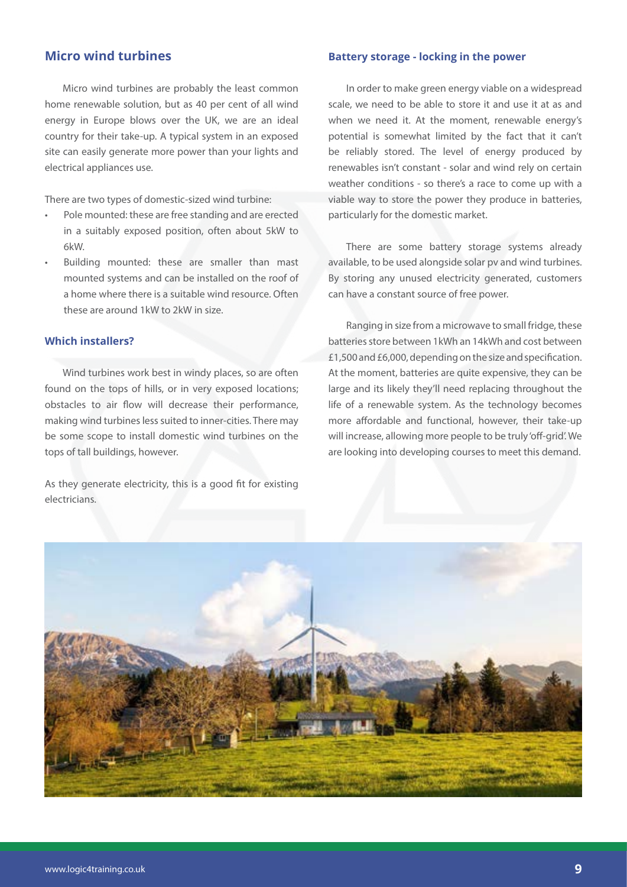## Micro wind turbines

Micro wind turbines are probably the least common home renewable solution, but as 40 per cent of all wind energy in Europe blows over the UK, we are an ideal country for their take-up. A typical system in an exposed site can easily generate more power than your lights and electrical appliances use.

There are two types of domestic-sized wind turbine:

- Pole mounted: these are free standing and are erected in a suitably exposed position, often about 5kW to 6kW.
- Building mounted: these are smaller than mast mounted systems and can be installed on the roof of a home where there is a suitable wind resource. Often these are around 1kW to 2kW in size.

### Which installers?

Wind turbines work best in windy places, so are often found on the tops of hills, or in very exposed locations; obstacles to air flow will decrease their performance, making wind turbines less suited to inner-cities. There may be some scope to install domestic wind turbines on the tops of tall buildings, however.

As they generate electricity, this is a good fit for existing electricians.

### Battery storage - locking in the power

In order to make green energy viable on a widespread scale, we need to be able to store it and use it at as and when we need it. At the moment, renewable energy's potential is somewhat limited by the fact that it can't be reliably stored. The level of energy produced by renewables isn't constant - solar and wind rely on certain weather conditions - so there's a race to come up with a viable way to store the power they produce in batteries, particularly for the domestic market.

There are some battery storage systems already available, to be used alongside solar pv and wind turbines. By storing any unused electricity generated, customers can have a constant source of free power.

Ranging in size from a microwave to small fridge, these batteries store between 1kWh an 14kWh and cost between £1,500 and £6,000, depending on the size and specification. At the moment, batteries are quite expensive, they can be large and its likely they'll need replacing throughout the life of a renewable system. As the technology becomes more affordable and functional, however, their take-up will increase, allowing more people to be truly 'off-grid'. We are looking into developing courses to meet this demand.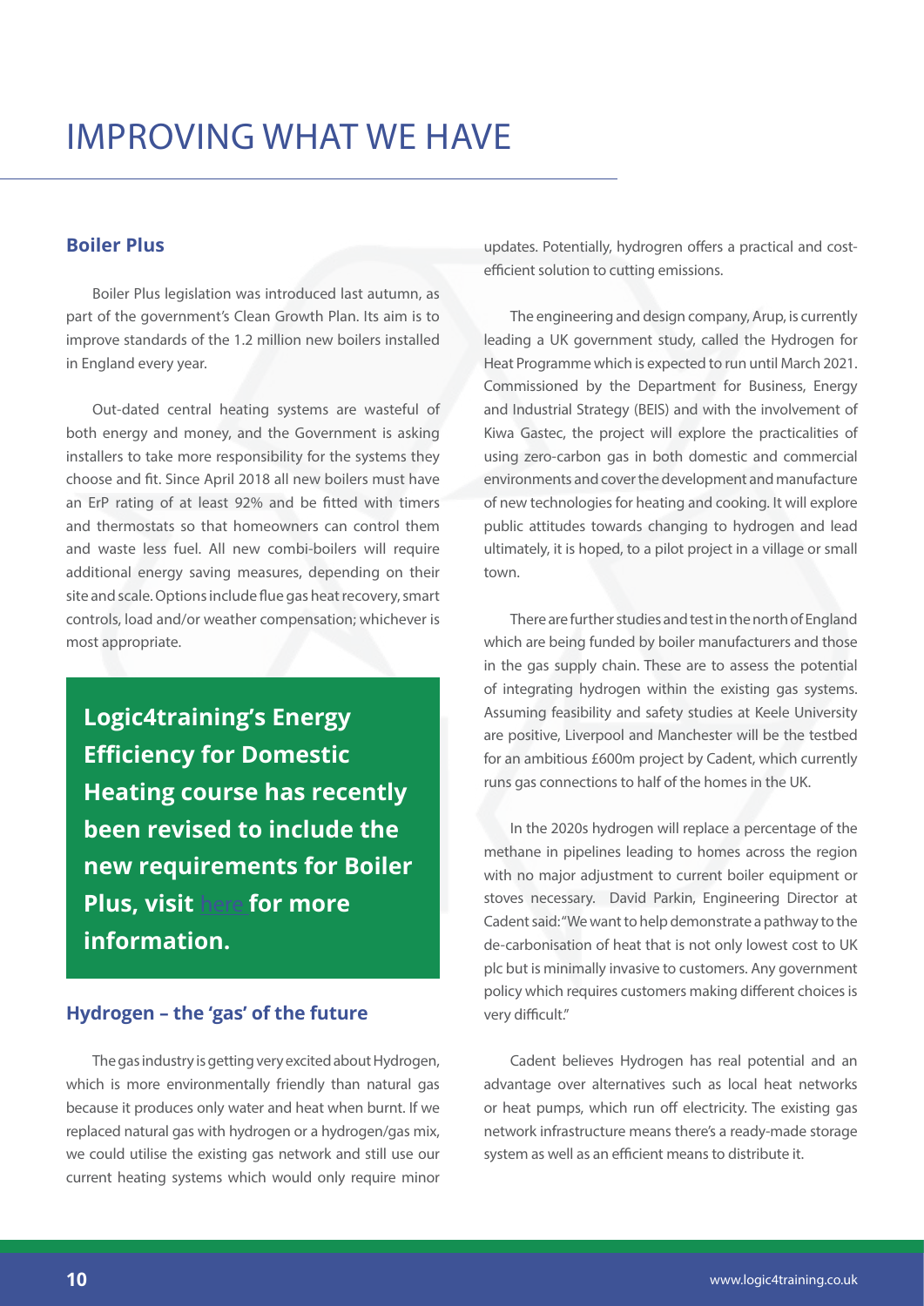# IMPROVING WHAT WE HAVE

## Boiler Plus

Boiler Plus legislation was introduced last autumn, as part of the government's Clean Growth Plan. Its aim is to improve standards of the 1.2 million new boilers installed in England every year.

Out-dated central heating systems are wasteful of both energy and money, and the Government is asking installers to take more responsibility for the systems they choose and fit. Since April 2018 all new boilers must have an ErP rating of at least 92% and be fitted with timers and thermostats so that homeowners can control them and waste less fuel. All new combi-boilers will require additional energy saving measures, depending on their site and scale. Options include flue gas heat recovery, smart controls, load and/or weather compensation; whichever is most appropriate.

**Logic4training's Energy Efficiency for Domestic Heating course has recently been revised to include the new requirements for Boiler Plus, visit here for more information.**

## Hydrogen – the 'gas' of the future

The gas industry is getting very excited about Hydrogen, which is more environmentally friendly than natural gas because it produces only water and heat when burnt. If we replaced natural gas with hydrogen or a hydrogen/gas mix, we could utilise the existing gas network and still use our current heating systems which would only require minor updates. Potentially, hydrogren offers a practical and cost-efficient solution to cutting emissions.

The engineering and design company, Arup, is currently leading a UK government study, called the Hydrogen for Heat Programme which is expected to run until March 2021. Commissioned by the Department for Business, Energy and Industrial Strategy (BEIS) and with the involvement of Kiwa Gastec, the project will explore the practicalities of using zero-carbon gas in both domestic and commercial environments and cover the development and manufacture of new technologies for heating and cooking. It will explore public attitudes towards changing to hydrogen and lead ultimately, it is hoped, to a pilot project in a village or small town.

There are further studies and test in the north of England which are being funded by boiler manufacturers and those in the gas supply chain. These are to assess the potential of integrating hydrogen within the existing gas systems. Assuming feasibility and safety studies at Keele University are positive, Liverpool and Manchester will be the testbed for an ambitious £600m project by Cadent, which currently runs gas connections to half of the homes in the UK.

In the 2020s hydrogen will replace a percentage of the methane in pipelines leading to homes across the region with no major adjustment to current boiler equipment or stoves necessary. David Parkin, Engineering Director at Cadent said: "We want to help demonstrate a pathway to the de-carbonisation of heat that is not only lowest cost to UK plc but is minimally invasive to customers. Any government policy which requires customers making different choices is very difficult."

Cadent believes Hydrogen has real potential and an advantage over alternatives such as local heat networks or heat pumps, which run off electricity. The existing gas network infrastructure means there's a ready-made storage system as well as an efficient means to distribute it.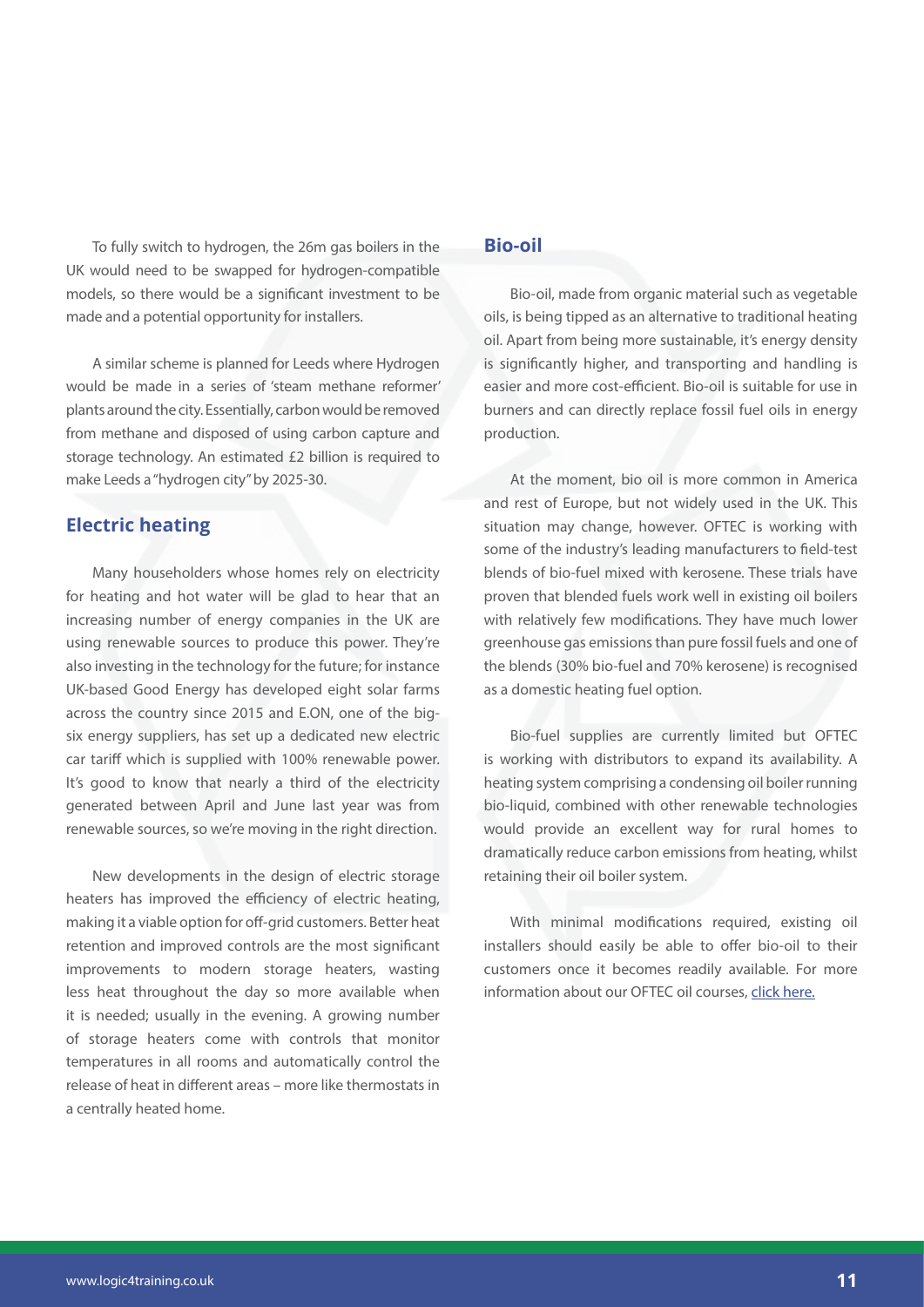To fully switch to hydrogen, the 26m gas boilers in the UK would need to be swapped for hydrogen-compatible models, so there would be a significant investment to be made and a potential opportunity for installers.

A similar scheme is planned for Leeds where Hydrogen would be made in a series of 'steam methane reformer' plants around the city. Essentially, carbon would be removed from methane and disposed of using carbon capture and storage technology. An estimated £2 billion is required to make Leeds a "hydrogen city" by 2025-30.

## Electric heating

Many householders whose homes rely on electricity for heating and hot water will be glad to hear that an increasing number of energy companies in the UK are using renewable sources to produce this power. They're also investing in the technology for the future; for instance UK-based Good Energy has developed eight solar farms across the country since 2015 and E.ON, one of the big-six energy suppliers, has set up a dedicated new electric car tariff which is supplied with 100% renewable power. It's good to know that nearly a third of the electricity generated between April and June last year was from renewable sources, so we're moving in the right direction.

New developments in the design of electric storage heaters has improved the efficiency of electric heating, making it a viable option for off-grid customers. Better heat retention and improved controls are the most significant improvements to modern storage heaters, wasting less heat throughout the day so more available when it is needed; usually in the evening. A growing number of storage heaters come with controls that monitor temperatures in all rooms and automatically control the release of heat in different areas – more like thermostats in a centrally heated home.

## Bio-oil

Bio-oil, made from organic material such as vegetable oils, is being tipped as an alternative to traditional heating oil. Apart from being more sustainable, it's energy density is significantly higher, and transporting and handling is easier and more cost-efficient. Bio-oil is suitable for use in burners and can directly replace fossil fuel oils in energy production.

At the moment, bio oil is more common in America and rest of Europe, but not widely used in the UK. This situation may change, however. OFTEC is working with some of the industry's leading manufacturers to field-test blends of bio-fuel mixed with kerosene. These trials have proven that blended fuels work well in existing oil boilers with relatively few modifications. They have much lower greenhouse gas emissions than pure fossil fuels and one of the blends (30% bio-fuel and 70% kerosene) is recognised as a domestic heating fuel option.

Bio-fuel supplies are currently limited but OFTEC is working with distributors to expand its availability. A heating system comprising a condensing oil boiler running bio-liquid, combined with other renewable technologies would provide an excellent way for rural homes to dramatically reduce carbon emissions from heating, whilst retaining their oil boiler system.

With minimal modifications required, existing oil installers should easily be able to offer bio-oil to their customers once it becomes readily available. For more information about our OFTEC oil courses, click here.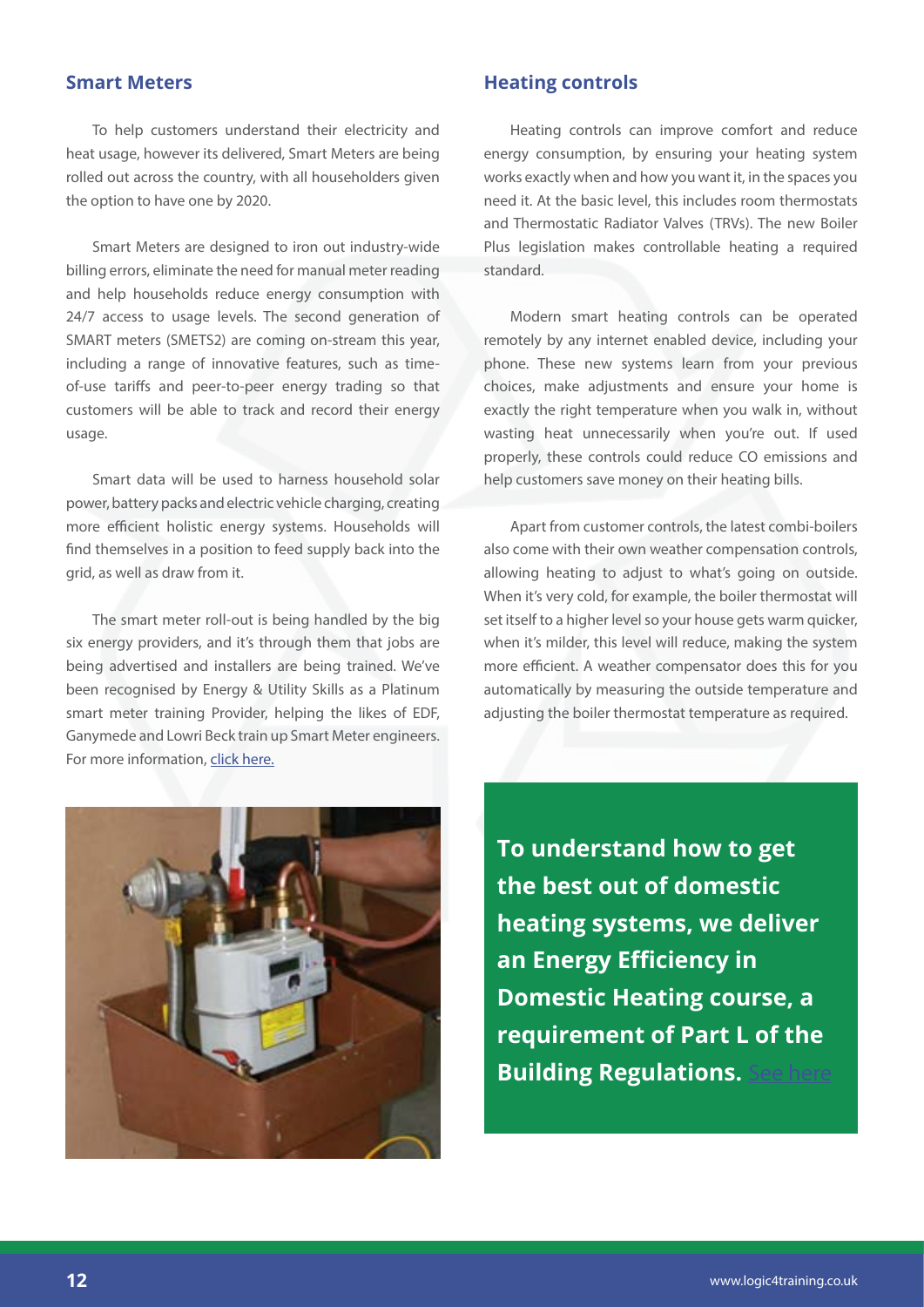## Smart Meters

To help customers understand their electricity and heat usage, however its delivered, Smart Meters are being rolled out across the country, with all householders given the option to have one by 2020.

Smart Meters are designed to iron out industry-wide billing errors, eliminate the need for manual meter reading and help households reduce energy consumption with 24/7 access to usage levels. The second generation of SMART meters (SMETS2) are coming on-stream this year, including a range of innovative features, such as time-of-use tariffs and peer-to-peer energy trading so that customers will be able to track and record their energy usage.

Smart data will be used to harness household solar power, battery packs and electric vehicle charging, creating more efficient holistic energy systems. Households will find themselves in a position to feed supply back into the grid, as well as draw from it.

The smart meter roll-out is being handled by the big six energy providers, and it's through them that jobs are being advertised and installers are being trained. We've been recognised by Energy & Utility Skills as a Platinum smart meter training Provider, helping the likes of EDF, Ganymede and Lowri Beck train up Smart Meter engineers. For more information, click here.

## Heating controls

Heating controls can improve comfort and reduce energy consumption, by ensuring your heating system works exactly when and how you want it, in the spaces you need it. At the basic level, this includes room thermostats and Thermostatic Radiator Valves (TRVs). The new Boiler Plus legislation makes controllable heating a required standard.

Modern smart heating controls can be operated remotely by any internet enabled device, including your phone. These new systems learn from your previous choices, make adjustments and ensure your home is exactly the right temperature when you walk in, without wasting heat unnecessarily when you're out. If used properly, these controls could reduce CO emissions and help customers save money on their heating bills.

Apart from customer controls, the latest combi-boilers also come with their own weather compensation controls, allowing heating to adjust to what's going on outside. When it's very cold, for example, the boiler thermostat will set itself to a higher level so your house gets warm quicker, when it's milder, this level will reduce, making the system more efficient. A weather compensator does this for you automatically by measuring the outside temperature and adjusting the boiler thermostat temperature as required.

**To understand how to get the best out of domestic heating systems, we deliver an Energy Efficiency in Domestic Heating course, a requirement of Part L of the Building Regulations.** See here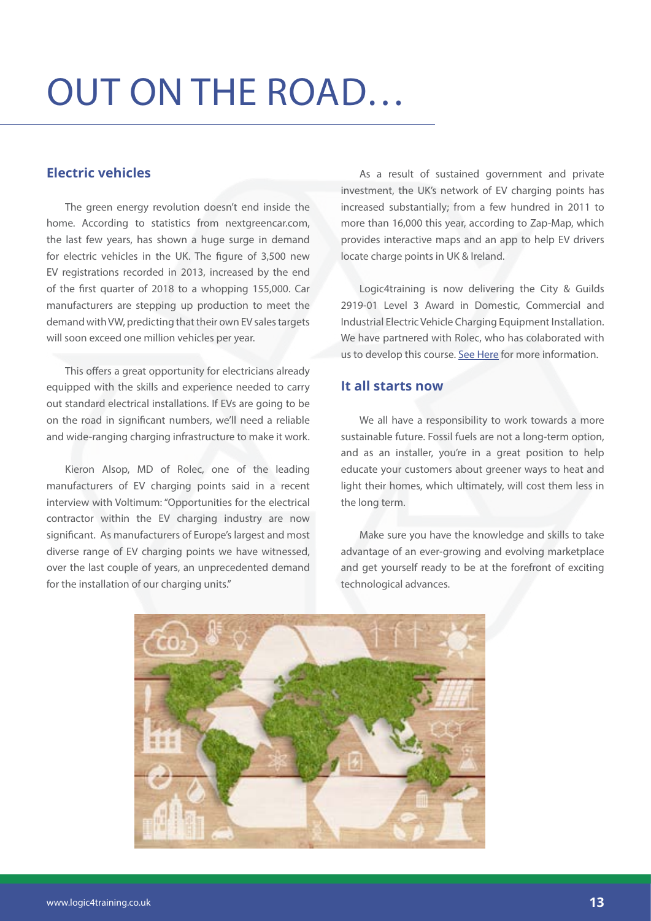# OUT ON THE ROAD…

## Electric vehicles

The green energy revolution doesn't end inside the home. According to statistics from nextgreencar.com, the last few years, has shown a huge surge in demand for electric vehicles in the UK. The figure of 3,500 new EV registrations recorded in 2013, increased by the end of the first quarter of 2018 to a whopping 155,000. Car manufacturers are stepping up production to meet the demand with VW, predicting that their own EV sales targets will soon exceed one million vehicles per year.

This offers a great opportunity for electricians already equipped with the skills and experience needed to carry out standard electrical installations. If EVs are going to be on the road in significant numbers, we'll need a reliable and wide-ranging charging infrastructure to make it work.

Kieron Alsop, MD of Rolec, one of the leading manufacturers of EV charging points said in a recent interview with Voltimum: "Opportunities for the electrical contractor within the EV charging industry are now significant. As manufacturers of Europe's largest and most diverse range of EV charging points we have witnessed, over the last couple of years, an unprecedented demand for the installation of our charging units."

As a result of sustained government and private investment, the UK's network of EV charging points has increased substantially; from a few hundred in 2011 to more than 16,000 this year, according to Zap-Map, which provides interactive maps and an app to help EV drivers locate charge points in UK & Ireland.

Logic4training is now delivering the City & Guilds 2919-01 Level 3 Award in Domestic, Commercial and Industrial Electric Vehicle Charging Equipment Installation. We have partnered with Rolec, who has colaborated with us to develop this course. See Here for more information.

## It all starts now

We all have a responsibility to work towards a more sustainable future. Fossil fuels are not a long-term option, and as an installer, you're in a great position to help educate your customers about greener ways to heat and light their homes, which ultimately, will cost them less in the long term.

Make sure you have the knowledge and skills to take advantage of an ever-growing and evolving marketplace and get yourself ready to be at the forefront of exciting technological advances.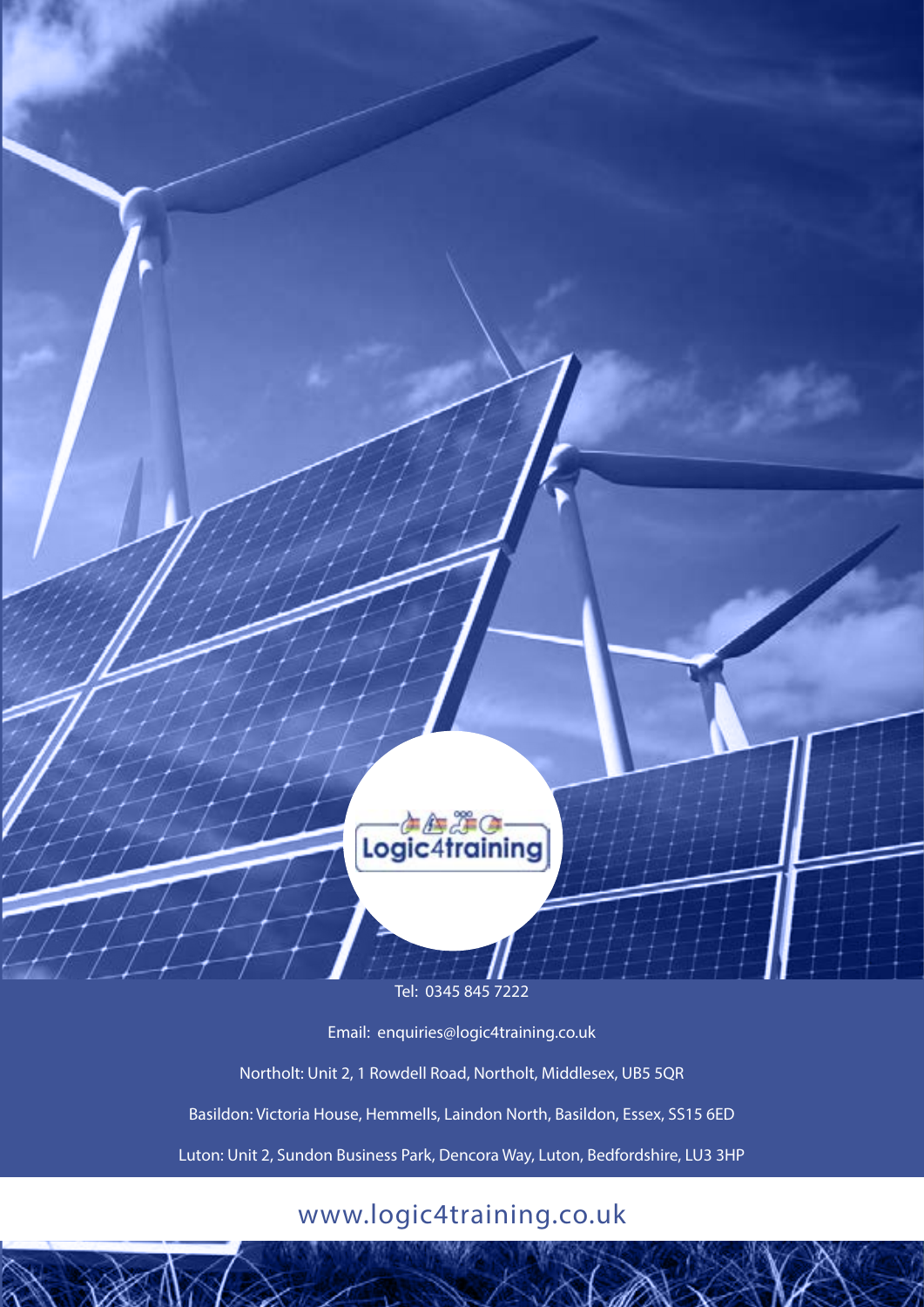Logic4training

Tel: 0345 845 7222

Email: enquiries@logic4training.co.uk

Northolt: Unit 2, 1 Rowdell Road, Northolt, Middlesex, UB5 5QR

Basildon: Victoria House, Hemmells, Laindon North, Basildon, Essex, SS15 6ED

Luton: Unit 2, Sundon Business Park, Dencora Way, Luton, Bedfordshire, LU3 3HP

www.logic4training.co.uk